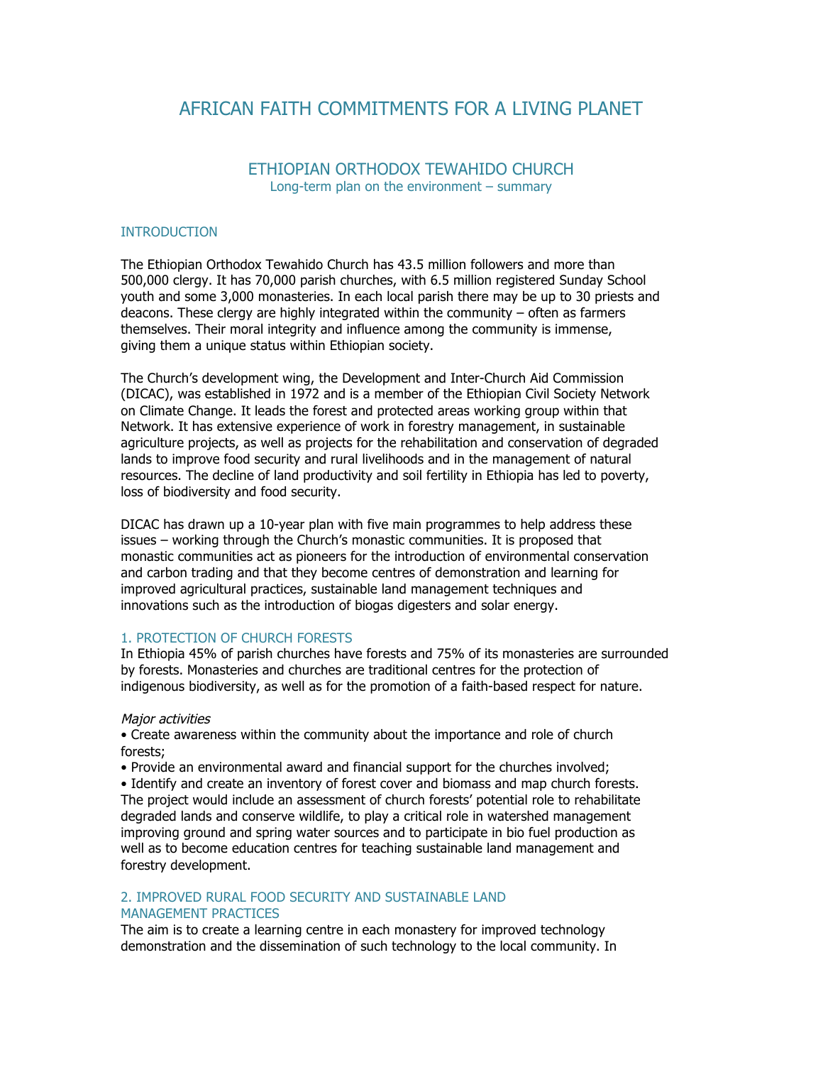# AFRICAN FAITH COMMITMENTS FOR A LIVING PLANET

## ETHIOPIAN ORTHODOX TEWAHIDO CHURCH

Long-term plan on the environment – summary

### INTRODUCTION

The Ethiopian Orthodox Tewahido Church has 43.5 million followers and more than 500,000 clergy. It has 70,000 parish churches, with 6.5 million registered Sunday School youth and some 3,000 monasteries. In each local parish there may be up to 30 priests and deacons. These clergy are highly integrated within the community – often as farmers themselves. Their moral integrity and influence among the community is immense, giving them a unique status within Ethiopian society.

The Church's development wing, the Development and Inter-Church Aid Commission (DICAC), was established in 1972 and is a member of the Ethiopian Civil Society Network on Climate Change. It leads the forest and protected areas working group within that Network. It has extensive experience of work in forestry management, in sustainable agriculture projects, as well as projects for the rehabilitation and conservation of degraded lands to improve food security and rural livelihoods and in the management of natural resources. The decline of land productivity and soil fertility in Ethiopia has led to poverty, loss of biodiversity and food security.

DICAC has drawn up a 10-year plan with five main programmes to help address these issues – working through the Church's monastic communities. It is proposed that monastic communities act as pioneers for the introduction of environmental conservation and carbon trading and that they become centres of demonstration and learning for improved agricultural practices, sustainable land management techniques and innovations such as the introduction of biogas digesters and solar energy.

### 1. PROTECTION OF CHURCH FORESTS

In Ethiopia 45% of parish churches have forests and 75% of its monasteries are surrounded by forests. Monasteries and churches are traditional centres for the protection of indigenous biodiversity, as well as for the promotion of a faith-based respect for nature.

*Major activities*

- Create awareness within the community about the importance and role of church forests;
- Provide an environmental award and financial support for the churches involved;
- Identify and create an inventory of forest cover and biomass and map church forests.

The project would include an assessment of church forests' potential role to rehabilitate degraded lands and conserve wildlife, to play a critical role in watershed management improving ground and spring water sources and to participate in bio fuel production as well as to become education centres for teaching sustainable land management and forestry development.

### 2. IMPROVED RURAL FOOD SECURITY AND SUSTAINABLE LAND MANAGEMENT PRACTICES

The aim is to create a learning centre in each monastery for improved technology demonstration and the dissemination of such technology to the local community. In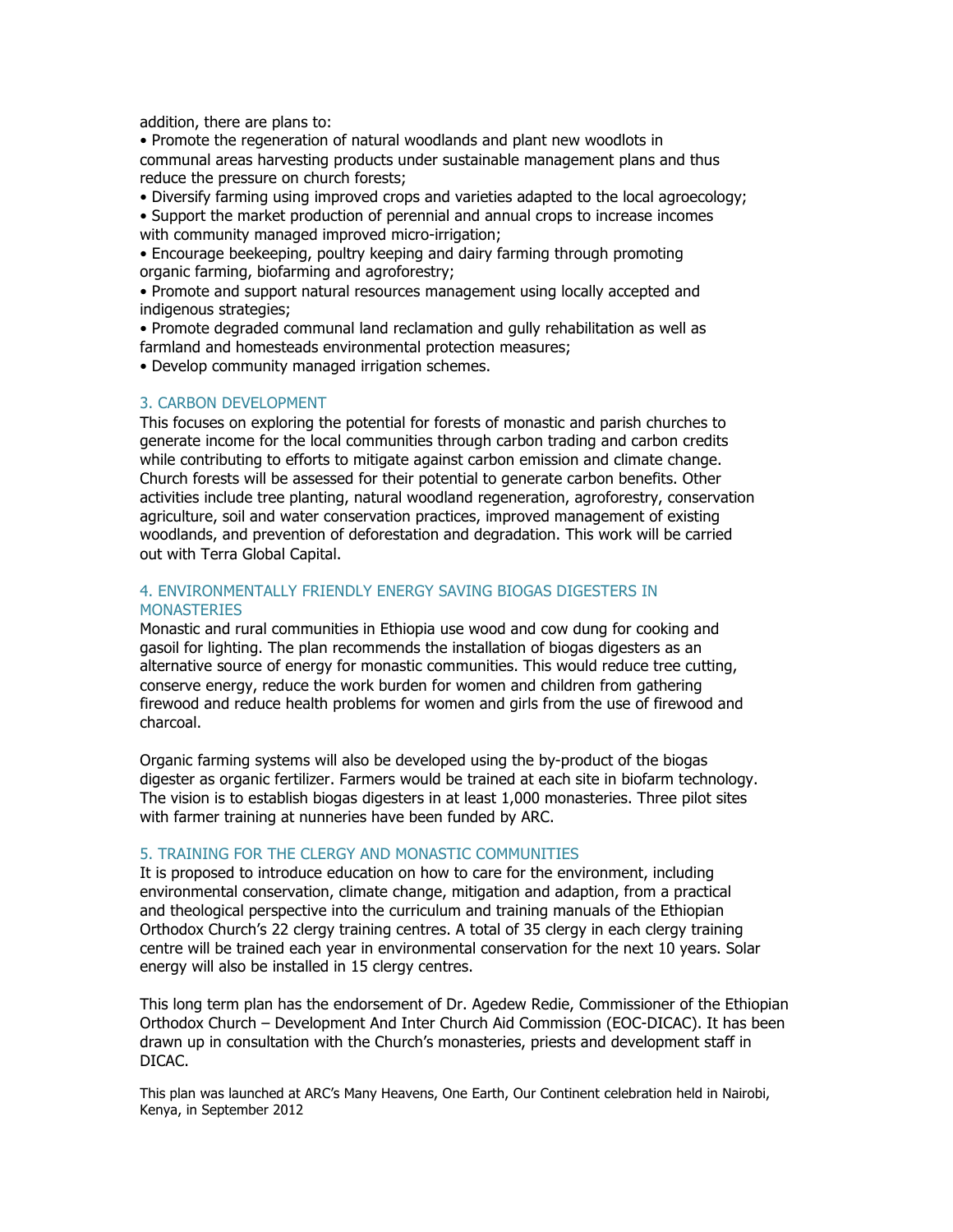addition, there are plans to:

- Promote the regeneration of natural woodlands and plant new woodlots in communal areas harvesting products under sustainable management plans and thus reduce the pressure on church forests;
- Diversify farming using improved crops and varieties adapted to the local agroecology;
- Support the market production of perennial and annual crops to increase incomes with community managed improved micro-irrigation;
- Encourage beekeeping, poultry keeping and dairy farming through promoting organic farming, biofarming and agroforestry;
- Promote and support natural resources management using locally accepted and indigenous strategies;
- Promote degraded communal land reclamation and gully rehabilitation as well as farmland and homesteads environmental protection measures;
- Develop community managed irrigation schemes.

## 3. CARBON DEVELOPMENT

This focuses on exploring the potential for forests of monastic and parish churches to generate income for the local communities through carbon trading and carbon credits while contributing to efforts to mitigate against carbon emission and climate change. Church forests will be assessed for their potential to generate carbon benefits. Other activities include tree planting, natural woodland regeneration, agroforestry, conservation agriculture, soil and water conservation practices, improved management of existing woodlands, and prevention of deforestation and degradation. This work will be carried out with Terra Global Capital.

## 4. ENVIRONMENTALLY FRIENDLY ENERGY SAVING BIOGAS DIGESTERS IN MONASTERIES

Monastic and rural communities in Ethiopia use wood and cow dung for cooking and gasoil for lighting. The plan recommends the installation of biogas digesters as an alternative source of energy for monastic communities. This would reduce tree cutting, conserve energy, reduce the work burden for women and children from gathering firewood and reduce health problems for women and girls from the use of firewood and charcoal.

Organic farming systems will also be developed using the by-product of the biogas digester as organic fertilizer. Farmers would be trained at each site in biofarm technology. The vision is to establish biogas digesters in at least 1,000 monasteries. Three pilot sites with farmer training at nunneries have been funded by ARC.

## 5. TRAINING FOR THE CLERGY AND MONASTIC COMMUNITIES

It is proposed to introduce education on how to care for the environment, including environmental conservation, climate change, mitigation and adaption, from a practical and theological perspective into the curriculum and training manuals of the Ethiopian Orthodox Church's 22 clergy training centres. A total of 35 clergy in each clergy training centre will be trained each year in environmental conservation for the next 10 years. Solar energy will also be installed in 15 clergy centres.

This long term plan has the endorsement of Dr. Agedew Redie, Commissioner of the Ethiopian Orthodox Church – Development And Inter Church Aid Commission (EOC-DICAC). It has been drawn up in consultation with the Church's monasteries, priests and development staff in DICAC.

This plan was launched at ARC's Many Heavens, One Earth, Our Continent celebration held in Nairobi, Kenya, in September 2012